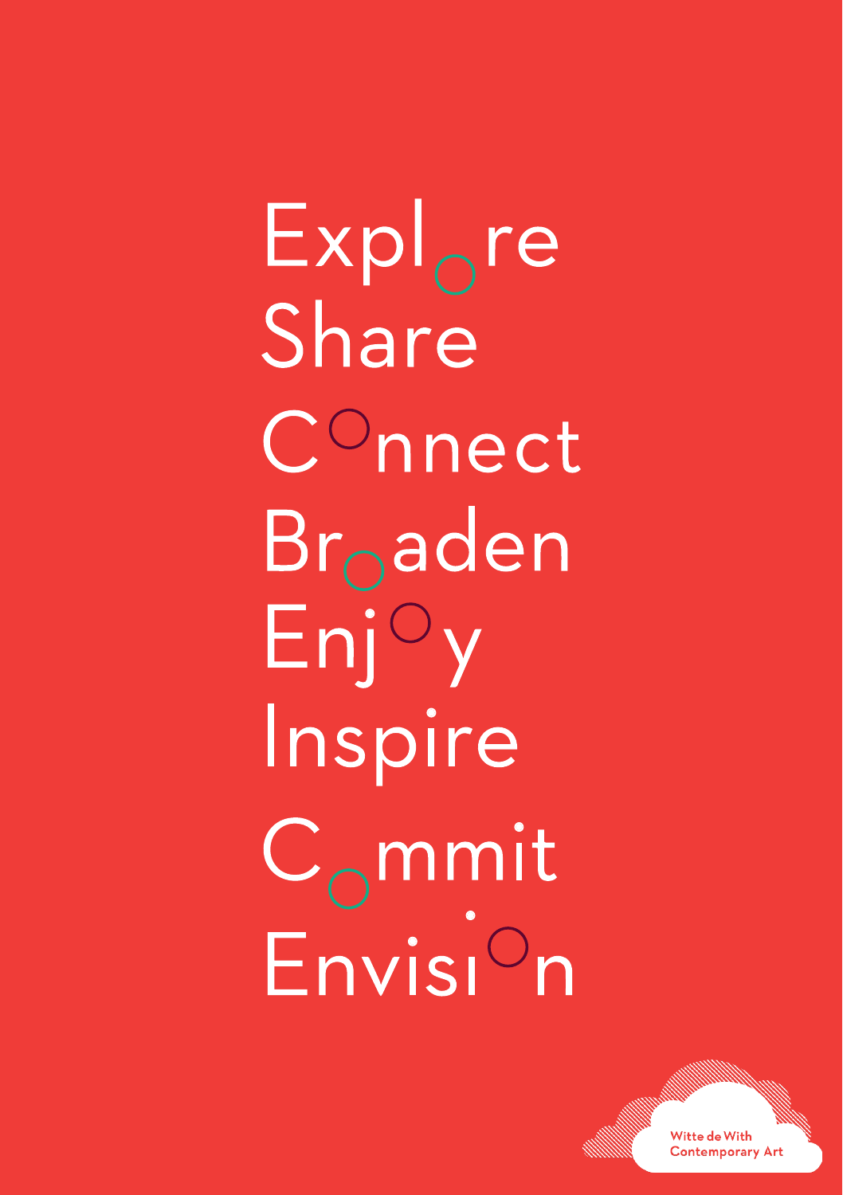Explore
Share
Connect
Broaden
Enjoy
Inspire
Commit
Envision

Witte de With
Contemporary Art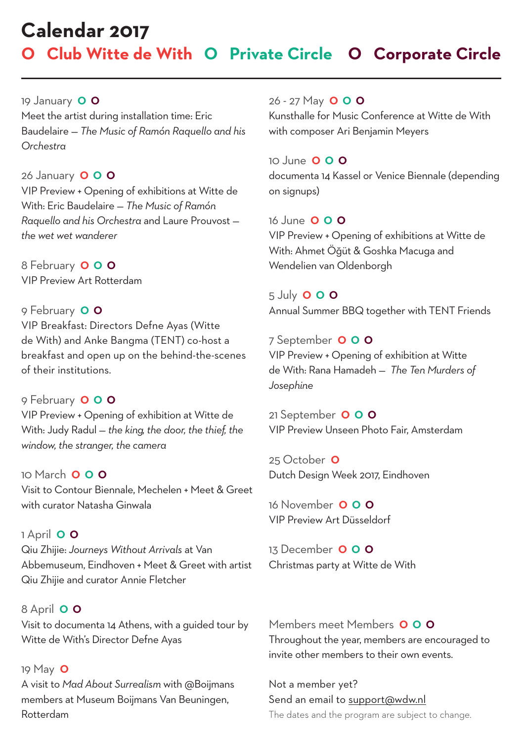# Calendar 2017

## O Club Witte de With  O Private Circle  O Corporate Circle

---

19 January O O
Meet the artist during installation time: Eric Baudelaire — *The Music of Ramón Raquello and his Orchestra*

26 January O O O
VIP Preview + Opening of exhibitions at Witte de With: Eric Baudelaire — *The Music of Ramón Raquello and his Orchestra* and Laure Prouvost — *the wet wet wanderer*

8 February O O O
VIP Preview Art Rotterdam

9 February O O
VIP Breakfast: Directors Defne Ayas (Witte de With) and Anke Bangma (TENT) co-host a breakfast and open up on the behind-the-scenes of their institutions.

9 February O O O
VIP Preview + Opening of exhibition at Witte de With: Judy Radul — *the king, the door, the thief, the window, the stranger, the camera*

10 March O O O
Visit to Contour Biennale, Mechelen + Meet & Greet with curator Natasha Ginwala

1 April O O
Qiu Zhijie: *Journeys Without Arrivals* at Van Abbemuseum, Eindhoven + Meet & Greet with artist Qiu Zhijie and curator Annie Fletcher

8 April O O
Visit to documenta 14 Athens, with a guided tour by Witte de With's Director Defne Ayas

19 May O
A visit to *Mad About Surrealism* with @Boijmans members at Museum Boijmans Van Beuningen, Rotterdam

26 - 27 May O O O
Kunsthalle for Music Conference at Witte de With with composer Ari Benjamin Meyers

10 June O O O
documenta 14 Kassel or Venice Biennale (depending on signups)

16 June O O O
VIP Preview + Opening of exhibitions at Witte de With: Ahmet Öğüt & Goshka Macuga and Wendelien van Oldenborgh

5 July O O O
Annual Summer BBQ together with TENT Friends

7 September O O O
VIP Preview + Opening of exhibition at Witte de With: Rana Hamadeh — *The Ten Murders of Josephine*

21 September O O O
VIP Preview Unseen Photo Fair, Amsterdam

25 October O
Dutch Design Week 2017, Eindhoven

16 November O O O
VIP Preview Art Düsseldorf

13 December O O O
Christmas party at Witte de With

Members meet Members O O O
Throughout the year, members are encouraged to invite other members to their own events.

Not a member yet?
Send an email to support@wdw.nl

The dates and the program are subject to change.